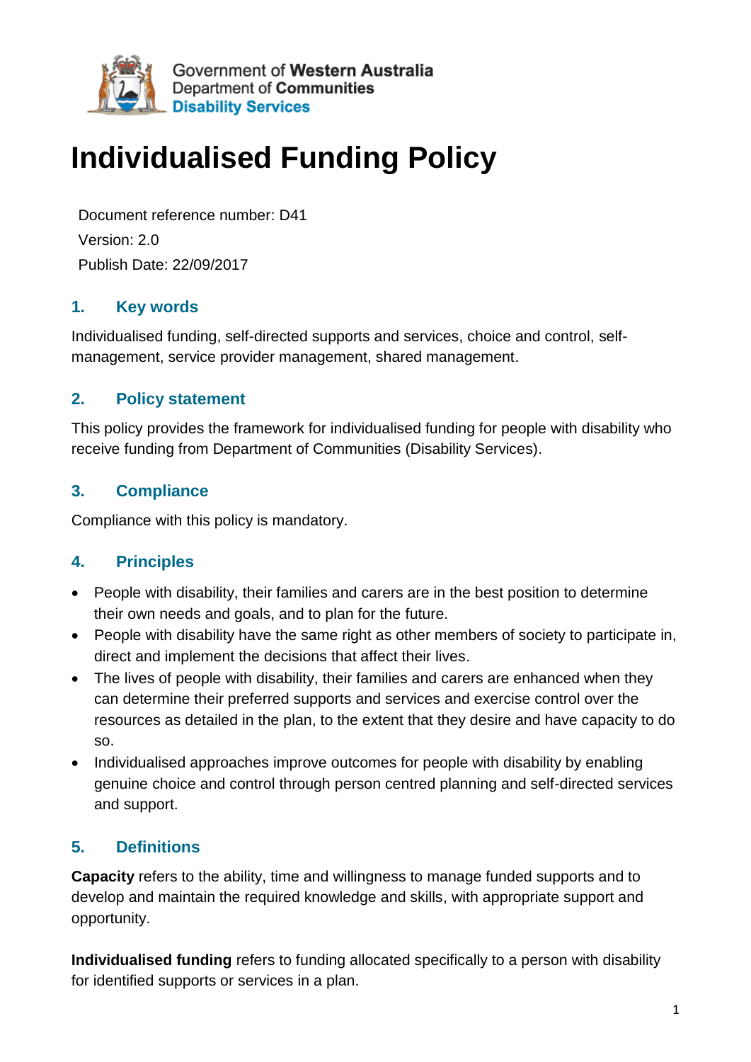Government of **Western Australia**
Department of **Communities**
**Disability Services**

# Individualised Funding Policy

Document reference number: D41

Version: 2.0

Publish Date: 22/09/2017

## 1. Key words

Individualised funding, self-directed supports and services, choice and control, self-management, service provider management, shared management.

## 2. Policy statement

This policy provides the framework for individualised funding for people with disability who receive funding from Department of Communities (Disability Services).

## 3. Compliance

Compliance with this policy is mandatory.

## 4. Principles

- People with disability, their families and carers are in the best position to determine their own needs and goals, and to plan for the future.
- People with disability have the same right as other members of society to participate in, direct and implement the decisions that affect their lives.
- The lives of people with disability, their families and carers are enhanced when they can determine their preferred supports and services and exercise control over the resources as detailed in the plan, to the extent that they desire and have capacity to do so.
- Individualised approaches improve outcomes for people with disability by enabling genuine choice and control through person centred planning and self-directed services and support.

## 5. Definitions

**Capacity** refers to the ability, time and willingness to manage funded supports and to develop and maintain the required knowledge and skills, with appropriate support and opportunity.

**Individualised funding** refers to funding allocated specifically to a person with disability for identified supports or services in a plan.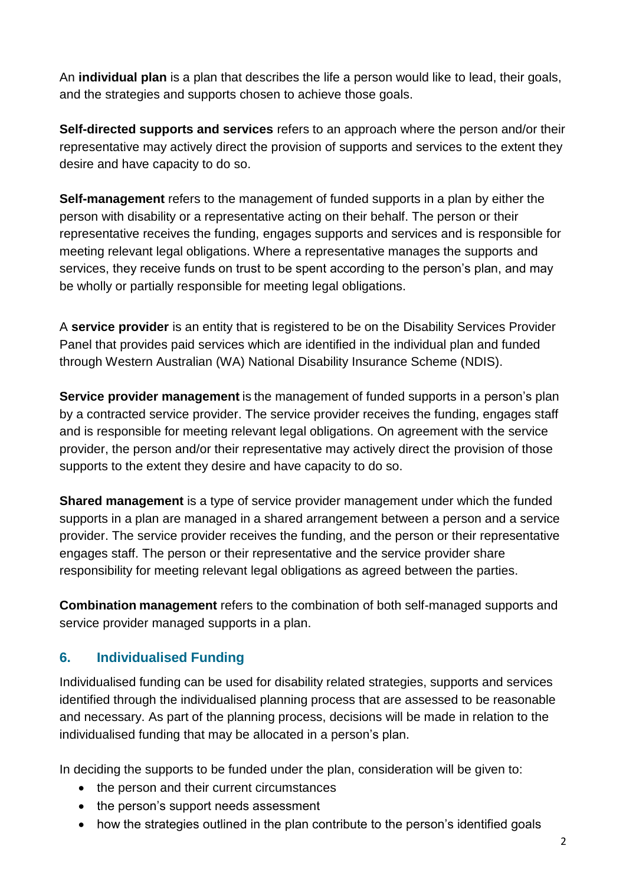An **individual plan** is a plan that describes the life a person would like to lead, their goals, and the strategies and supports chosen to achieve those goals.

**Self-directed supports and services** refers to an approach where the person and/or their representative may actively direct the provision of supports and services to the extent they desire and have capacity to do so.

**Self-management** refers to the management of funded supports in a plan by either the person with disability or a representative acting on their behalf. The person or their representative receives the funding, engages supports and services and is responsible for meeting relevant legal obligations. Where a representative manages the supports and services, they receive funds on trust to be spent according to the person's plan, and may be wholly or partially responsible for meeting legal obligations.

A **service provider** is an entity that is registered to be on the Disability Services Provider Panel that provides paid services which are identified in the individual plan and funded through Western Australian (WA) National Disability Insurance Scheme (NDIS).

**Service provider management** is the management of funded supports in a person's plan by a contracted service provider. The service provider receives the funding, engages staff and is responsible for meeting relevant legal obligations. On agreement with the service provider, the person and/or their representative may actively direct the provision of those supports to the extent they desire and have capacity to do so.

**Shared management** is a type of service provider management under which the funded supports in a plan are managed in a shared arrangement between a person and a service provider. The service provider receives the funding, and the person or their representative engages staff. The person or their representative and the service provider share responsibility for meeting relevant legal obligations as agreed between the parties.

**Combination management** refers to the combination of both self-managed supports and service provider managed supports in a plan.

## 6. Individualised Funding

Individualised funding can be used for disability related strategies, supports and services identified through the individualised planning process that are assessed to be reasonable and necessary. As part of the planning process, decisions will be made in relation to the individualised funding that may be allocated in a person's plan.

In deciding the supports to be funded under the plan, consideration will be given to:

- the person and their current circumstances
- the person's support needs assessment
- how the strategies outlined in the plan contribute to the person's identified goals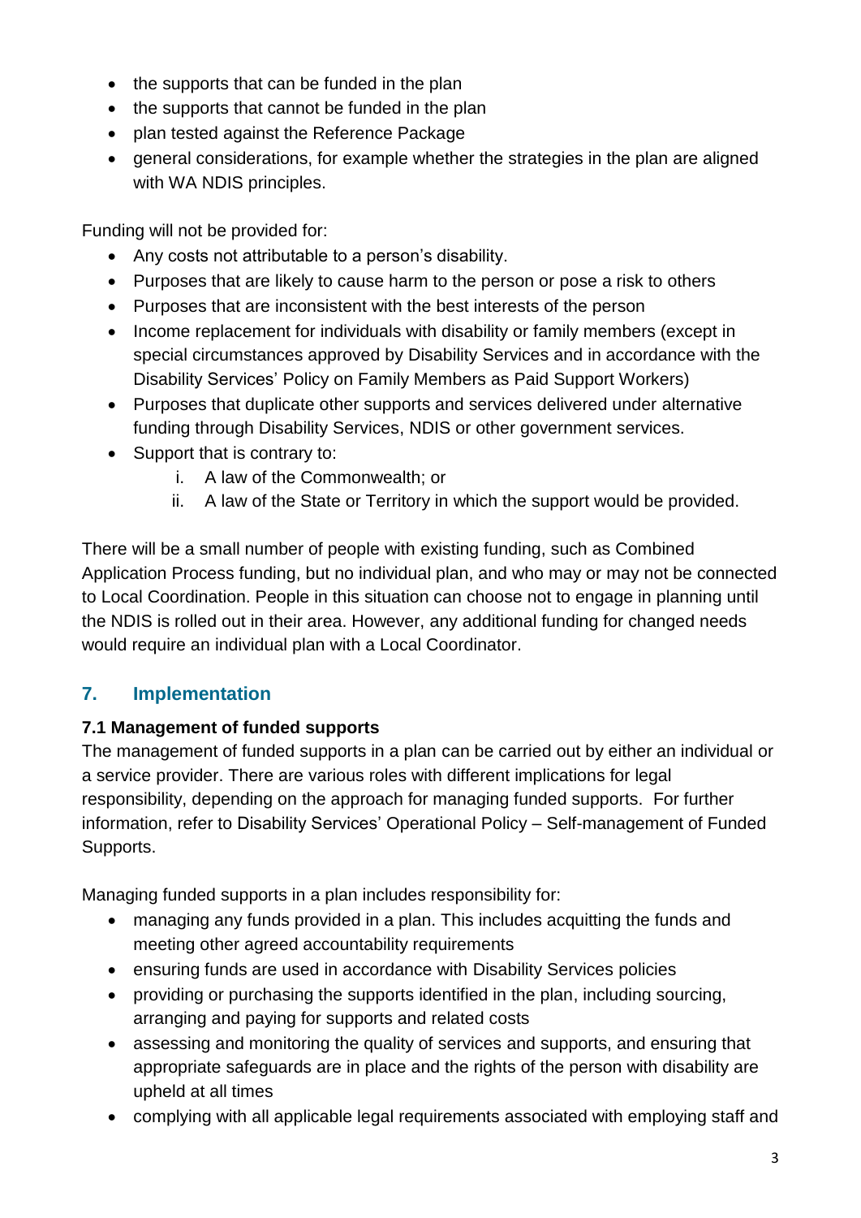- the supports that can be funded in the plan
- the supports that cannot be funded in the plan
- plan tested against the Reference Package
- general considerations, for example whether the strategies in the plan are aligned with WA NDIS principles.

Funding will not be provided for:

- Any costs not attributable to a person's disability.
- Purposes that are likely to cause harm to the person or pose a risk to others
- Purposes that are inconsistent with the best interests of the person
- Income replacement for individuals with disability or family members (except in special circumstances approved by Disability Services and in accordance with the Disability Services' Policy on Family Members as Paid Support Workers)
- Purposes that duplicate other supports and services delivered under alternative funding through Disability Services, NDIS or other government services.
- Support that is contrary to:
    i. A law of the Commonwealth; or
    ii. A law of the State or Territory in which the support would be provided.

There will be a small number of people with existing funding, such as Combined Application Process funding, but no individual plan, and who may or may not be connected to Local Coordination. People in this situation can choose not to engage in planning until the NDIS is rolled out in their area. However, any additional funding for changed needs would require an individual plan with a Local Coordinator.

## 7. Implementation

### 7.1 Management of funded supports

The management of funded supports in a plan can be carried out by either an individual or a service provider. There are various roles with different implications for legal responsibility, depending on the approach for managing funded supports. For further information, refer to Disability Services' Operational Policy – Self-management of Funded Supports.

Managing funded supports in a plan includes responsibility for:

- managing any funds provided in a plan. This includes acquitting the funds and meeting other agreed accountability requirements
- ensuring funds are used in accordance with Disability Services policies
- providing or purchasing the supports identified in the plan, including sourcing, arranging and paying for supports and related costs
- assessing and monitoring the quality of services and supports, and ensuring that appropriate safeguards are in place and the rights of the person with disability are upheld at all times
- complying with all applicable legal requirements associated with employing staff and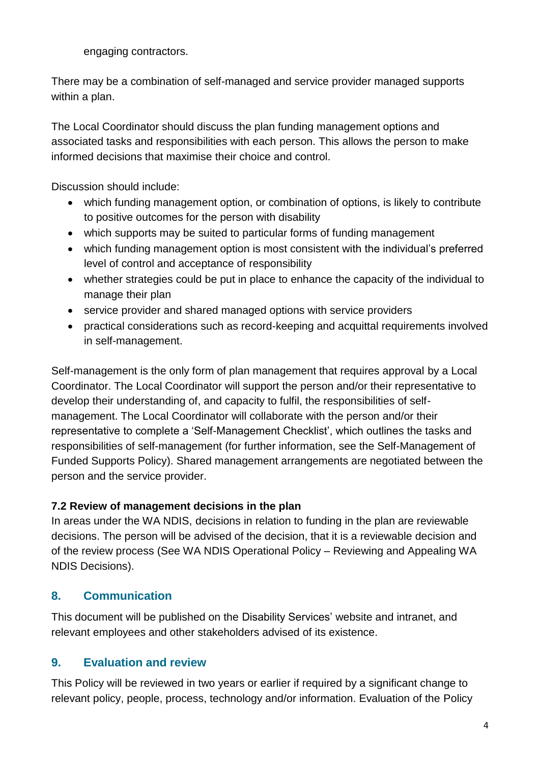engaging contractors.

There may be a combination of self-managed and service provider managed supports within a plan.

The Local Coordinator should discuss the plan funding management options and associated tasks and responsibilities with each person. This allows the person to make informed decisions that maximise their choice and control.

Discussion should include:

- which funding management option, or combination of options, is likely to contribute to positive outcomes for the person with disability
- which supports may be suited to particular forms of funding management
- which funding management option is most consistent with the individual's preferred level of control and acceptance of responsibility
- whether strategies could be put in place to enhance the capacity of the individual to manage their plan
- service provider and shared managed options with service providers
- practical considerations such as record-keeping and acquittal requirements involved in self-management.

Self-management is the only form of plan management that requires approval by a Local Coordinator. The Local Coordinator will support the person and/or their representative to develop their understanding of, and capacity to fulfil, the responsibilities of self-management. The Local Coordinator will collaborate with the person and/or their representative to complete a 'Self-Management Checklist', which outlines the tasks and responsibilities of self-management (for further information, see the Self-Management of Funded Supports Policy). Shared management arrangements are negotiated between the person and the service provider.

### 7.2 Review of management decisions in the plan

In areas under the WA NDIS, decisions in relation to funding in the plan are reviewable decisions. The person will be advised of the decision, that it is a reviewable decision and of the review process (See WA NDIS Operational Policy – Reviewing and Appealing WA NDIS Decisions).

## 8. Communication

This document will be published on the Disability Services' website and intranet, and relevant employees and other stakeholders advised of its existence.

## 9. Evaluation and review

This Policy will be reviewed in two years or earlier if required by a significant change to relevant policy, people, process, technology and/or information. Evaluation of the Policy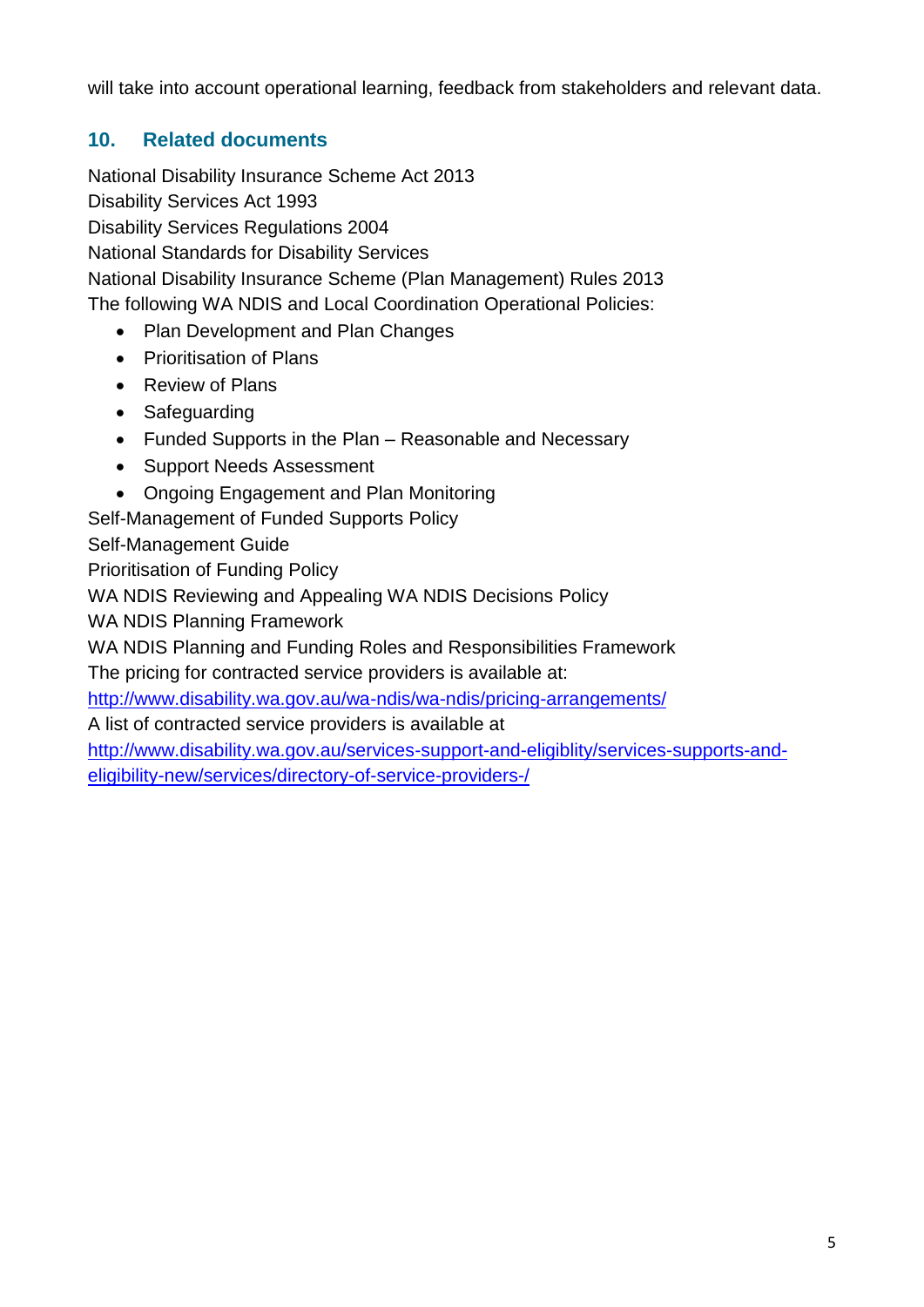will take into account operational learning, feedback from stakeholders and relevant data.

## 10. Related documents

National Disability Insurance Scheme Act 2013
Disability Services Act 1993
Disability Services Regulations 2004
National Standards for Disability Services
National Disability Insurance Scheme (Plan Management) Rules 2013
The following WA NDIS and Local Coordination Operational Policies:

- Plan Development and Plan Changes
- Prioritisation of Plans
- Review of Plans
- Safeguarding
- Funded Supports in the Plan – Reasonable and Necessary
- Support Needs Assessment
- Ongoing Engagement and Plan Monitoring

Self-Management of Funded Supports Policy
Self-Management Guide
Prioritisation of Funding Policy
WA NDIS Reviewing and Appealing WA NDIS Decisions Policy
WA NDIS Planning Framework
WA NDIS Planning and Funding Roles and Responsibilities Framework
The pricing for contracted service providers is available at:
http://www.disability.wa.gov.au/wa-ndis/wa-ndis/pricing-arrangements/
A list of contracted service providers is available at
http://www.disability.wa.gov.au/services-support-and-eligiblity/services-supports-and-eligibility-new/services/directory-of-service-providers-/